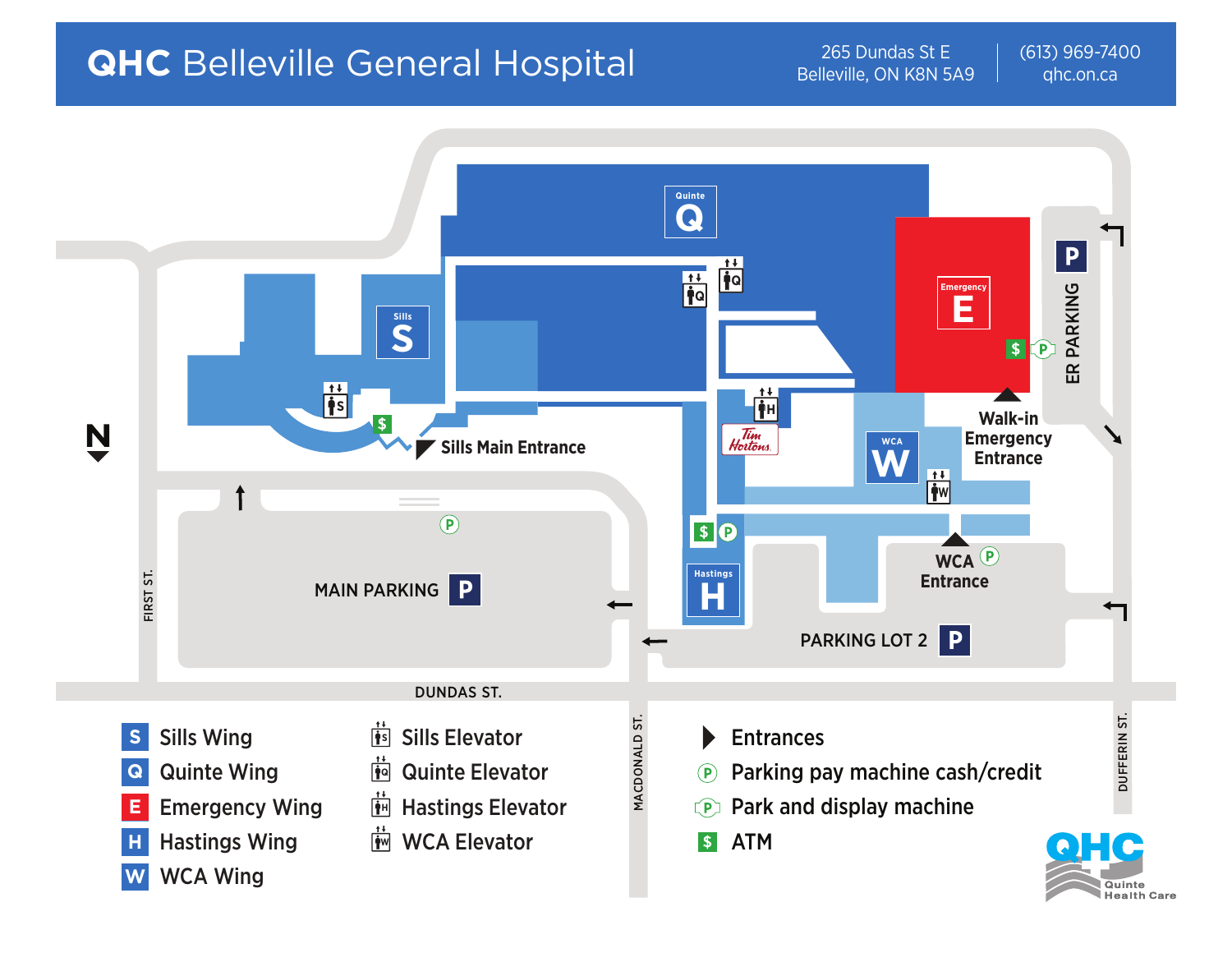# QHC Belleville General Hospital

265 Dundas St E
Belleville, ON K8N 5A9

(613) 969-7400
qhc.on.ca

Quinte Q

Sills S

Emergency E

WCA W

Hastings H

Sills Main Entrance

Walk-in Emergency Entrance

WCA Entrance

ER PARKING

MAIN PARKING P

PARKING LOT 2 P

N

FIRST ST.

DUNDAS ST.

MACDONALD ST.

DUFFERIN ST.

Tim Hortons

- S Sills Wing
- Q Quinte Wing
- E Emergency Wing
- H Hastings Wing
- W WCA Wing

- Sills Elevator
- Quinte Elevator
- Hastings Elevator
- WCA Elevator

- Entrances
- Parking pay machine cash/credit
- Park and display machine
- $ ATM

QHC Quinte Health Care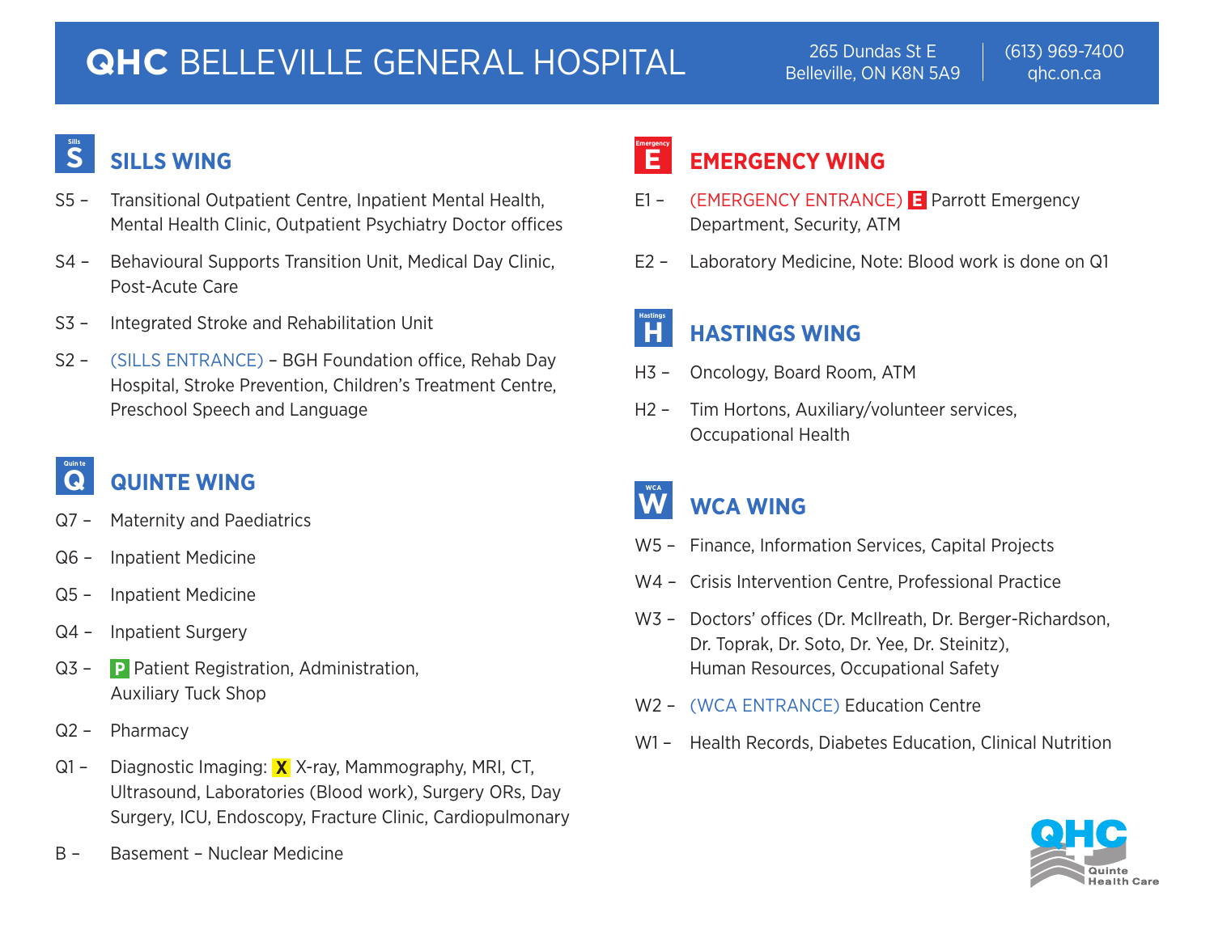# QHC BELLEVILLE GENERAL HOSPITAL

265 Dundas St E
Belleville, ON K8N 5A9

(613) 969-7400
qhc.on.ca

## S SILLS WING

- S5 – Transitional Outpatient Centre, Inpatient Mental Health, Mental Health Clinic, Outpatient Psychiatry Doctor offices
- S4 – Behavioural Supports Transition Unit, Medical Day Clinic, Post-Acute Care
- S3 – Integrated Stroke and Rehabilitation Unit
- S2 – (SILLS ENTRANCE) – BGH Foundation office, Rehab Day Hospital, Stroke Prevention, Children's Treatment Centre, Preschool Speech and Language

## Q QUINTE WING

- Q7 – Maternity and Paediatrics
- Q6 – Inpatient Medicine
- Q5 – Inpatient Medicine
- Q4 – Inpatient Surgery
- Q3 – P Patient Registration, Administration, Auxiliary Tuck Shop
- Q2 – Pharmacy
- Q1 – Diagnostic Imaging: X X-ray, Mammography, MRI, CT, Ultrasound, Laboratories (Blood work), Surgery ORs, Day Surgery, ICU, Endoscopy, Fracture Clinic, Cardiopulmonary
- B – Basement – Nuclear Medicine

## E EMERGENCY WING

- E1 – (EMERGENCY ENTRANCE) E Parrott Emergency Department, Security, ATM
- E2 – Laboratory Medicine, Note: Blood work is done on Q1

## H HASTINGS WING

- H3 – Oncology, Board Room, ATM
- H2 – Tim Hortons, Auxiliary/volunteer services, Occupational Health

## W WCA WING

- W5 – Finance, Information Services, Capital Projects
- W4 – Crisis Intervention Centre, Professional Practice
- W3 – Doctors' offices (Dr. McIlreath, Dr. Berger-Richardson, Dr. Toprak, Dr. Soto, Dr. Yee, Dr. Steinitz), Human Resources, Occupational Safety
- W2 – (WCA ENTRANCE) Education Centre
- W1 – Health Records, Diabetes Education, Clinical Nutrition

QHC Quinte Health Care